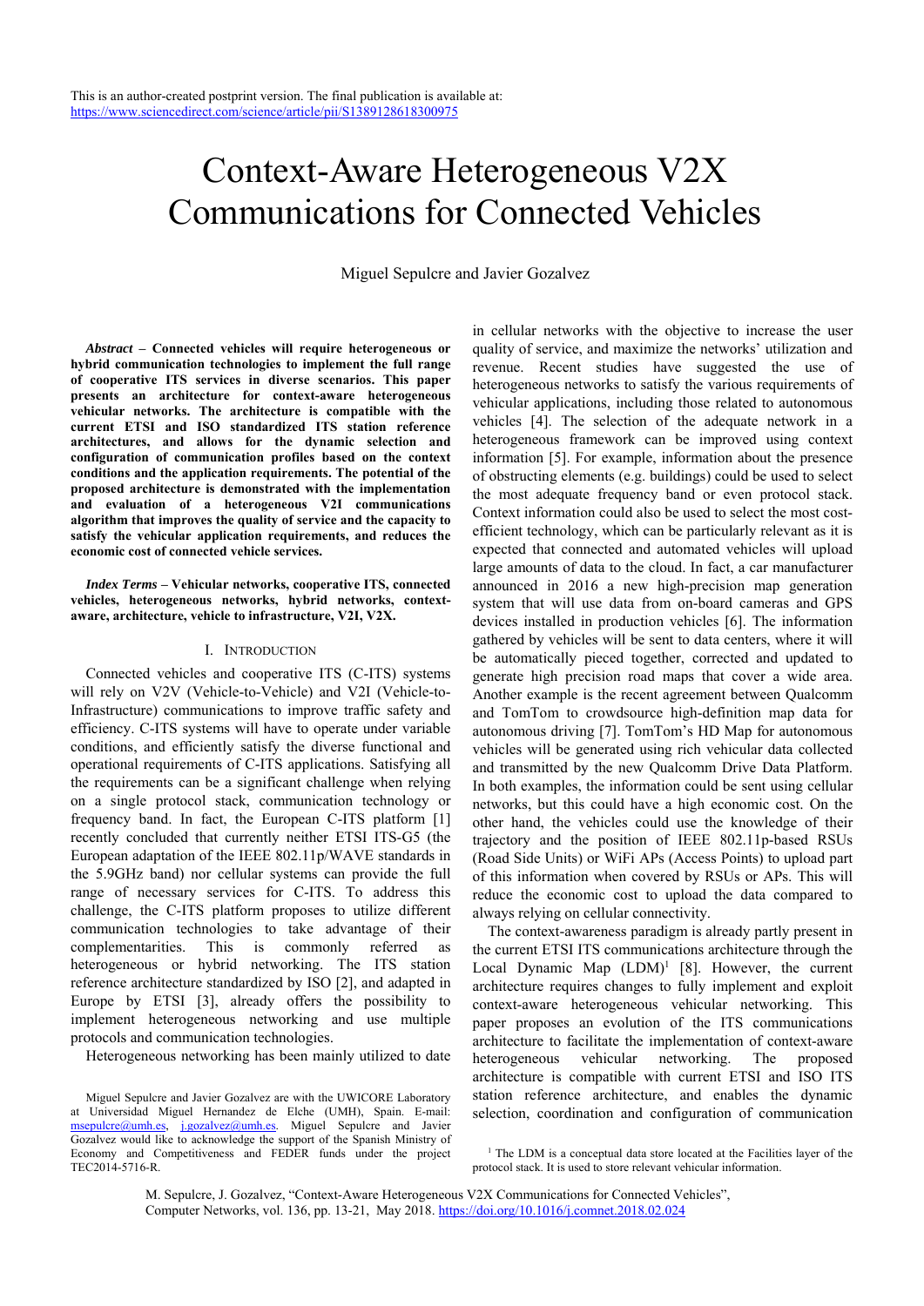This is an author-created postprint version. The final publication is available at: https://www.sciencedirect.com/science/article/pii/S1389128618300975

# Context-Aware Heterogeneous V2X Communications for Connected Vehicles

Miguel Sepulcre and Javier Gozalvez

***Abstract* – Connected vehicles will require heterogeneous or hybrid communication technologies to implement the full range of cooperative ITS services in diverse scenarios. This paper presents an architecture for context-aware heterogeneous vehicular networks. The architecture is compatible with the current ETSI and ISO standardized ITS station reference architectures, and allows for the dynamic selection and configuration of communication profiles based on the context conditions and the application requirements. The potential of the proposed architecture is demonstrated with the implementation and evaluation of a heterogeneous V2I communications algorithm that improves the quality of service and the capacity to satisfy the vehicular application requirements, and reduces the economic cost of connected vehicle services.**

***Index Terms* – Vehicular networks, cooperative ITS, connected vehicles, heterogeneous networks, hybrid networks, context-aware, architecture, vehicle to infrastructure, V2I, V2X.**

## I. Introduction

Connected vehicles and cooperative ITS (C-ITS) systems will rely on V2V (Vehicle-to-Vehicle) and V2I (Vehicle-to-Infrastructure) communications to improve traffic safety and efficiency. C-ITS systems will have to operate under variable conditions, and efficiently satisfy the diverse functional and operational requirements of C-ITS applications. Satisfying all the requirements can be a significant challenge when relying on a single protocol stack, communication technology or frequency band. In fact, the European C-ITS platform [1] recently concluded that currently neither ETSI ITS-G5 (the European adaptation of the IEEE 802.11p/WAVE standards in the 5.9GHz band) nor cellular systems can provide the full range of necessary services for C-ITS. To address this challenge, the C-ITS platform proposes to utilize different communication technologies to take advantage of their complementarities. This is commonly referred as heterogeneous or hybrid networking. The ITS station reference architecture standardized by ISO [2], and adapted in Europe by ETSI [3], already offers the possibility to implement heterogeneous networking and use multiple protocols and communication technologies.

Heterogeneous networking has been mainly utilized to date in cellular networks with the objective to increase the user quality of service, and maximize the networks' utilization and revenue. Recent studies have suggested the use of heterogeneous networks to satisfy the various requirements of vehicular applications, including those related to autonomous vehicles [4]. The selection of the adequate network in a heterogeneous framework can be improved using context information [5]. For example, information about the presence of obstructing elements (e.g. buildings) could be used to select the most adequate frequency band or even protocol stack. Context information could also be used to select the most cost-efficient technology, which can be particularly relevant as it is expected that connected and automated vehicles will upload large amounts of data to the cloud. In fact, a car manufacturer announced in 2016 a new high-precision map generation system that will use data from on-board cameras and GPS devices installed in production vehicles [6]. The information gathered by vehicles will be sent to data centers, where it will be automatically pieced together, corrected and updated to generate high precision road maps that cover a wide area. Another example is the recent agreement between Qualcomm and TomTom to crowdsource high-definition map data for autonomous driving [7]. TomTom's HD Map for autonomous vehicles will be generated using rich vehicular data collected and transmitted by the new Qualcomm Drive Data Platform. In both examples, the information could be sent using cellular networks, but this could have a high economic cost. On the other hand, the vehicles could use the knowledge of their trajectory and the position of IEEE 802.11p-based RSUs (Road Side Units) or WiFi APs (Access Points) to upload part of this information when covered by RSUs or APs. This will reduce the economic cost to upload the data compared to always relying on cellular connectivity.

The context-awareness paradigm is already partly present in the current ETSI ITS communications architecture through the Local Dynamic Map (LDM)[1] [8]. However, the current architecture requires changes to fully implement and exploit context-aware heterogeneous vehicular networking. This paper proposes an evolution of the ITS communications architecture to facilitate the implementation of context-aware heterogeneous vehicular networking. The proposed architecture is compatible with current ETSI and ISO ITS station reference architecture, and enables the dynamic selection, coordination and configuration of communication

Miguel Sepulcre and Javier Gozalvez are with the UWICORE Laboratory at Universidad Miguel Hernandez de Elche (UMH), Spain. E-mail: msepulcre@umh.es, j.gozalvez@umh.es. Miguel Sepulcre and Javier Gozalvez would like to acknowledge the support of the Spanish Ministry of Economy and Competitiveness and FEDER funds under the project TEC2014-5716-R.

[1] The LDM is a conceptual data store located at the Facilities layer of the protocol stack. It is used to store relevant vehicular information.

M. Sepulcre, J. Gozalvez, "Context-Aware Heterogeneous V2X Communications for Connected Vehicles", Computer Networks, vol. 136, pp. 13-21, May 2018. https://doi.org/10.1016/j.comnet.2018.02.024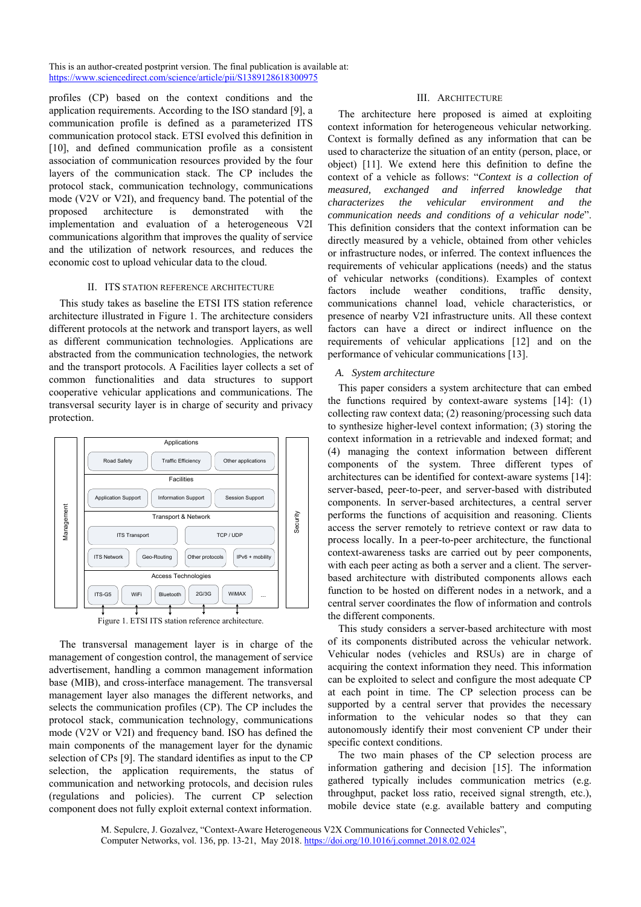profiles (CP) based on the context conditions and the application requirements. According to the ISO standard [9], a communication profile is defined as a parameterized ITS communication protocol stack. ETSI evolved this definition in [10], and defined communication profile as a consistent association of communication resources provided by the four layers of the communication stack. The CP includes the protocol stack, communication technology, communications mode (V2V or V2I), and frequency band. The potential of the proposed architecture is demonstrated with the implementation and evaluation of a heterogeneous V2I communications algorithm that improves the quality of service and the utilization of network resources, and reduces the economic cost to upload vehicular data to the cloud.

## II. ITS STATION REFERENCE ARCHITECTURE

This study takes as baseline the ETSI ITS station reference architecture illustrated in Figure 1. The architecture considers different protocols at the network and transport layers, as well as different communication technologies. Applications are abstracted from the communication technologies, the network and the transport protocols. A Facilities layer collects a set of common functionalities and data structures to support cooperative vehicular applications and communications. The transversal security layer is in charge of security and privacy protection.

Figure 1. ETSI ITS station reference architecture.

The transversal management layer is in charge of the management of congestion control, the management of service advertisement, handling a common management information base (MIB), and cross-interface management. The transversal management layer also manages the different networks, and selects the communication profiles (CP). The CP includes the protocol stack, communication technology, communications mode (V2V or V2I) and frequency band. ISO has defined the main components of the management layer for the dynamic selection of CPs [9]. The standard identifies as input to the CP selection, the application requirements, the status of communication and networking protocols, and decision rules (regulations and policies). The current CP selection component does not fully exploit external context information.

## III. ARCHITECTURE

The architecture here proposed is aimed at exploiting context information for heterogeneous vehicular networking. Context is formally defined as any information that can be used to characterize the situation of an entity (person, place, or object) [11]. We extend here this definition to define the context of a vehicle as follows: "*Context is a collection of measured, exchanged and inferred knowledge that characterizes the vehicular environment and the communication needs and conditions of a vehicular node*". This definition considers that the context information can be directly measured by a vehicle, obtained from other vehicles or infrastructure nodes, or inferred. The context influences the requirements of vehicular applications (needs) and the status of vehicular networks (conditions). Examples of context factors include weather conditions, traffic density, communications channel load, vehicle characteristics, or presence of nearby V2I infrastructure units. All these context factors can have a direct or indirect influence on the requirements of vehicular applications [12] and on the performance of vehicular communications [13].

### A. System architecture

This paper considers a system architecture that can embed the functions required by context-aware systems [14]: (1) collecting raw context data; (2) reasoning/processing such data to synthesize higher-level context information; (3) storing the context information in a retrievable and indexed format; and (4) managing the context information between different components of the system. Three different types of architectures can be identified for context-aware systems [14]: server-based, peer-to-peer, and server-based with distributed components. In server-based architectures, a central server performs the functions of acquisition and reasoning. Clients access the server remotely to retrieve context or raw data to process locally. In a peer-to-peer architecture, the functional context-awareness tasks are carried out by peer components, with each peer acting as both a server and a client. The server-based architecture with distributed components allows each function to be hosted on different nodes in a network, and a central server coordinates the flow of information and controls the different components.

This study considers a server-based architecture with most of its components distributed across the vehicular network. Vehicular nodes (vehicles and RSUs) are in charge of acquiring the context information they need. This information can be exploited to select and configure the most adequate CP at each point in time. The CP selection process can be supported by a central server that provides the necessary information to the vehicular nodes so that they can autonomously identify their most convenient CP under their specific context conditions.

The two main phases of the CP selection process are information gathering and decision [15]. The information gathered typically includes communication metrics (e.g. throughput, packet loss ratio, received signal strength, etc.), mobile device state (e.g. available battery and computing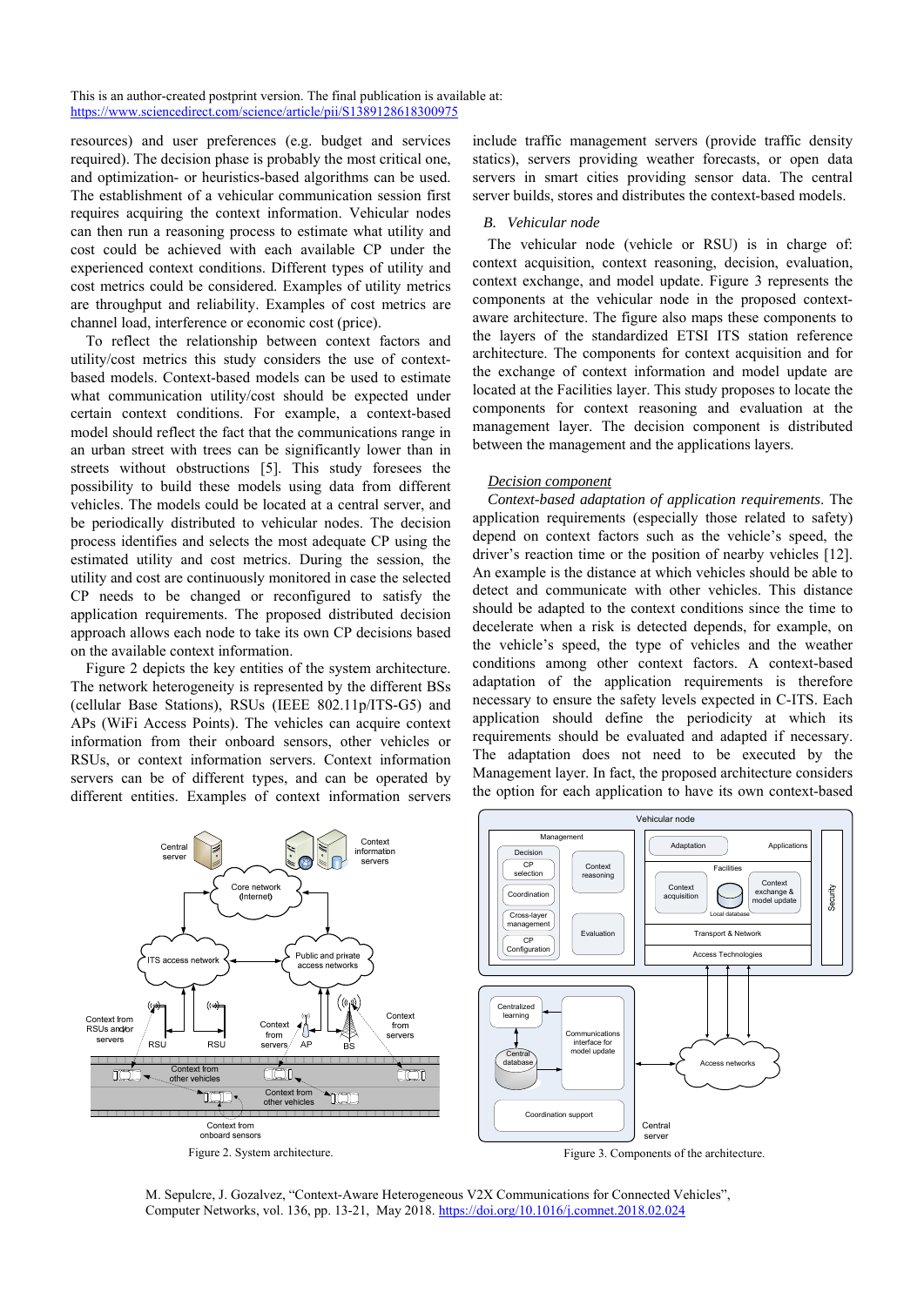resources) and user preferences (e.g. budget and services required). The decision phase is probably the most critical one, and optimization- or heuristics-based algorithms can be used. The establishment of a vehicular communication session first requires acquiring the context information. Vehicular nodes can then run a reasoning process to estimate what utility and cost could be achieved with each available CP under the experienced context conditions. Different types of utility and cost metrics could be considered. Examples of utility metrics are throughput and reliability. Examples of cost metrics are channel load, interference or economic cost (price).

To reflect the relationship between context factors and utility/cost metrics this study considers the use of context-based models. Context-based models can be used to estimate what communication utility/cost should be expected under certain context conditions. For example, a context-based model should reflect the fact that the communications range in an urban street with trees can be significantly lower than in streets without obstructions [5]. This study foresees the possibility to build these models using data from different vehicles. The models could be located at a central server, and be periodically distributed to vehicular nodes. The decision process identifies and selects the most adequate CP using the estimated utility and cost metrics. During the session, the utility and cost are continuously monitored in case the selected CP needs to be changed or reconfigured to satisfy the application requirements. The proposed distributed decision approach allows each node to take its own CP decisions based on the available context information.

Figure 2 depicts the key entities of the system architecture. The network heterogeneity is represented by the different BSs (cellular Base Stations), RSUs (IEEE 802.11p/ITS-G5) and APs (WiFi Access Points). The vehicles can acquire context information from their onboard sensors, other vehicles or RSUs, or context information servers. Context information servers can be of different types, and can be operated by different entities. Examples of context information servers include traffic management servers (provide traffic density statics), servers providing weather forecasts, or open data servers in smart cities providing sensor data. The central server builds, stores and distributes the context-based models.

Figure 2. System architecture.

### B. Vehicular node

The vehicular node (vehicle or RSU) is in charge of: context acquisition, context reasoning, decision, evaluation, context exchange, and model update. Figure 3 represents the components at the vehicular node in the proposed context-aware architecture. The figure also maps these components to the layers of the standardized ETSI ITS station reference architecture. The components for context acquisition and for the exchange of context information and model update are located at the Facilities layer. This study proposes to locate the components for context reasoning and evaluation at the management layer. The decision component is distributed between the management and the applications layers.

Decision component

*Context-based adaptation of application requirements*. The application requirements (especially those related to safety) depend on context factors such as the vehicle's speed, the driver's reaction time or the position of nearby vehicles [12]. An example is the distance at which vehicles should be able to detect and communicate with other vehicles. This distance should be adapted to the context conditions since the time to decelerate when a risk is detected depends, for example, on the vehicle's speed, the type of vehicles and the weather conditions among other context factors. A context-based adaptation of the application requirements is therefore necessary to ensure the safety levels expected in C-ITS. Each application should define the periodicity at which its requirements should be evaluated and adapted if necessary. The adaptation does not need to be executed by the Management layer. In fact, the proposed architecture considers the option for each application to have its own context-based

Figure 3. Components of the architecture.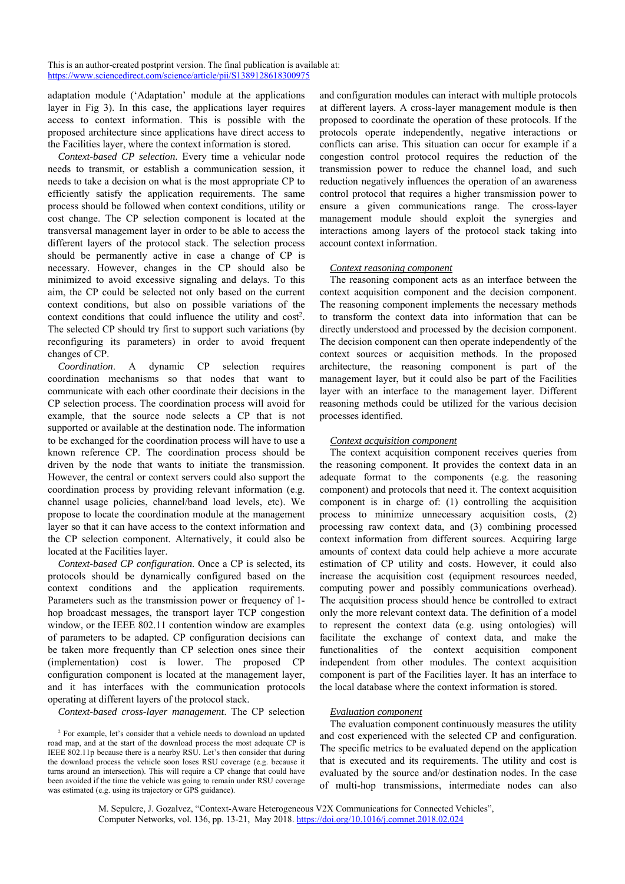adaptation module ('Adaptation' module at the applications layer in Fig 3). In this case, the applications layer requires access to context information. This is possible with the proposed architecture since applications have direct access to the Facilities layer, where the context information is stored.

*Context-based CP selection*. Every time a vehicular node needs to transmit, or establish a communication session, it needs to take a decision on what is the most appropriate CP to efficiently satisfy the application requirements. The same process should be followed when context conditions, utility or cost change. The CP selection component is located at the transversal management layer in order to be able to access the different layers of the protocol stack. The selection process should be permanently active in case a change of CP is necessary. However, changes in the CP should also be minimized to avoid excessive signaling and delays. To this aim, the CP could be selected not only based on the current context conditions, but also on possible variations of the context conditions that could influence the utility and cost[2]. The selected CP should try first to support such variations (by reconfiguring its parameters) in order to avoid frequent changes of CP.

*Coordination*. A dynamic CP selection requires coordination mechanisms so that nodes that want to communicate with each other coordinate their decisions in the CP selection process. The coordination process will avoid for example, that the source node selects a CP that is not supported or available at the destination node. The information to be exchanged for the coordination process will have to use a known reference CP. The coordination process should be driven by the node that wants to initiate the transmission. However, the central or context servers could also support the coordination process by providing relevant information (e.g. channel usage policies, channel/band load levels, etc). We propose to locate the coordination module at the management layer so that it can have access to the context information and the CP selection component. Alternatively, it could also be located at the Facilities layer.

*Context-based CP configuration*. Once a CP is selected, its protocols should be dynamically configured based on the context conditions and the application requirements. Parameters such as the transmission power or frequency of 1-hop broadcast messages, the transport layer TCP congestion window, or the IEEE 802.11 contention window are examples of parameters to be adapted. CP configuration decisions can be taken more frequently than CP selection ones since their (implementation) cost is lower. The proposed CP configuration component is located at the management layer, and it has interfaces with the communication protocols operating at different layers of the protocol stack.

*Context-based cross-layer management*. The CP selection and configuration modules can interact with multiple protocols at different layers. A cross-layer management module is then proposed to coordinate the operation of these protocols. If the protocols operate independently, negative interactions or conflicts can arise. This situation can occur for example if a congestion control protocol requires the reduction of the transmission power to reduce the channel load, and such reduction negatively influences the operation of an awareness control protocol that requires a higher transmission power to ensure a given communications range. The cross-layer management module should exploit the synergies and interactions among layers of the protocol stack taking into account context information.

[2] For example, let's consider that a vehicle needs to download an updated road map, and at the start of the download process the most adequate CP is IEEE 802.11p because there is a nearby RSU. Let's then consider that during the download process the vehicle soon loses RSU coverage (e.g. because it turns around an intersection). This will require a CP change that could have been avoided if the time the vehicle was going to remain under RSU coverage was estimated (e.g. using its trajectory or GPS guidance).

#### Context reasoning component

The reasoning component acts as an interface between the context acquisition component and the decision component. The reasoning component implements the necessary methods to transform the context data into information that can be directly understood and processed by the decision component. The decision component can then operate independently of the context sources or acquisition methods. In the proposed architecture, the reasoning component is part of the management layer, but it could also be part of the Facilities layer with an interface to the management layer. Different reasoning methods could be utilized for the various decision processes identified.

#### Context acquisition component

The context acquisition component receives queries from the reasoning component. It provides the context data in an adequate format to the components (e.g. the reasoning component) and protocols that need it. The context acquisition component is in charge of: (1) controlling the acquisition process to minimize unnecessary acquisition costs, (2) processing raw context data, and (3) combining processed context information from different sources. Acquiring large amounts of context data could help achieve a more accurate estimation of CP utility and costs. However, it could also increase the acquisition cost (equipment resources needed, computing power and possibly communications overhead). The acquisition process should hence be controlled to extract only the more relevant context data. The definition of a model to represent the context data (e.g. using ontologies) will facilitate the exchange of context data, and make the functionalities of the context acquisition component independent from other modules. The context acquisition component is part of the Facilities layer. It has an interface to the local database where the context information is stored.

#### Evaluation component

The evaluation component continuously measures the utility and cost experienced with the selected CP and configuration. The specific metrics to be evaluated depend on the application that is executed and its requirements. The utility and cost is evaluated by the source and/or destination nodes. In the case of multi-hop transmissions, intermediate nodes can also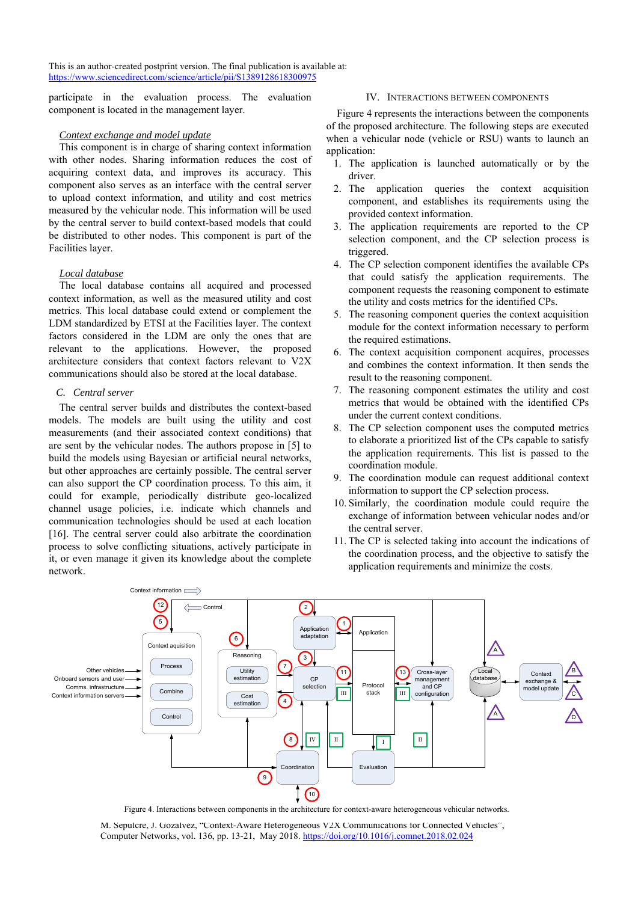This is an author-created postprint version. The final publication is available at: https://www.sciencedirect.com/science/article/pii/S1389128618300975

participate in the evaluation process. The evaluation component is located in the management layer.

*Context exchange and model update*

This component is in charge of sharing context information with other nodes. Sharing information reduces the cost of acquiring context data, and improves its accuracy. This component also serves as an interface with the central server to upload context information, and utility and cost metrics measured by the vehicular node. This information will be used by the central server to build context-based models that could be distributed to other nodes. This component is part of the Facilities layer.

*Local database*

The local database contains all acquired and processed context information, as well as the measured utility and cost metrics. This local database could extend or complement the LDM standardized by ETSI at the Facilities layer. The context factors considered in the LDM are only the ones that are relevant to the applications. However, the proposed architecture considers that context factors relevant to V2X communications should also be stored at the local database.

### C. Central server

The central server builds and distributes the context-based models. The models are built using the utility and cost measurements (and their associated context conditions) that are sent by the vehicular nodes. The authors propose in [5] to build the models using Bayesian or artificial neural networks, but other approaches are certainly possible. The central server can also support the CP coordination process. To this aim, it could for example, periodically distribute geo-localized channel usage policies, i.e. indicate which channels and communication technologies should be used at each location [16]. The central server could also arbitrate the coordination process to solve conflicting situations, actively participate in it, or even manage it given its knowledge about the complete network.

## IV. Interactions Between Components

Figure 4 represents the interactions between the components of the proposed architecture. The following steps are executed when a vehicular node (vehicle or RSU) wants to launch an application:

1. The application is launched automatically or by the driver.
2. The application queries the context acquisition component, and establishes its requirements using the provided context information.
3. The application requirements are reported to the CP selection component, and the CP selection process is triggered.
4. The CP selection component identifies the available CPs that could satisfy the application requirements. The component requests the reasoning component to estimate the utility and costs metrics for the identified CPs.
5. The reasoning component queries the context acquisition module for the context information necessary to perform the required estimations.
6. The context acquisition component acquires, processes and combines the context information. It then sends the result to the reasoning component.
7. The reasoning component estimates the utility and cost metrics that would be obtained with the identified CPs under the current context conditions.
8. The CP selection component uses the computed metrics to elaborate a prioritized list of the CPs capable to satisfy the application requirements. This list is passed to the coordination module.
9. The coordination module can request additional context information to support the CP selection process.
10. Similarly, the coordination module could require the exchange of information between vehicular nodes and/or the central server.
11. The CP is selected taking into account the indications of the coordination process, and the objective to satisfy the application requirements and minimize the costs.

Figure 4. Interactions between components in the architecture for context-aware heterogeneous vehicular networks.

M. Sepulcre, J. Gozalvez, "Context-Aware Heterogeneous V2X Communications for Connected Vehicles", Computer Networks, vol. 136, pp. 13-21, May 2018. https://doi.org/10.1016/j.comnet.2018.02.024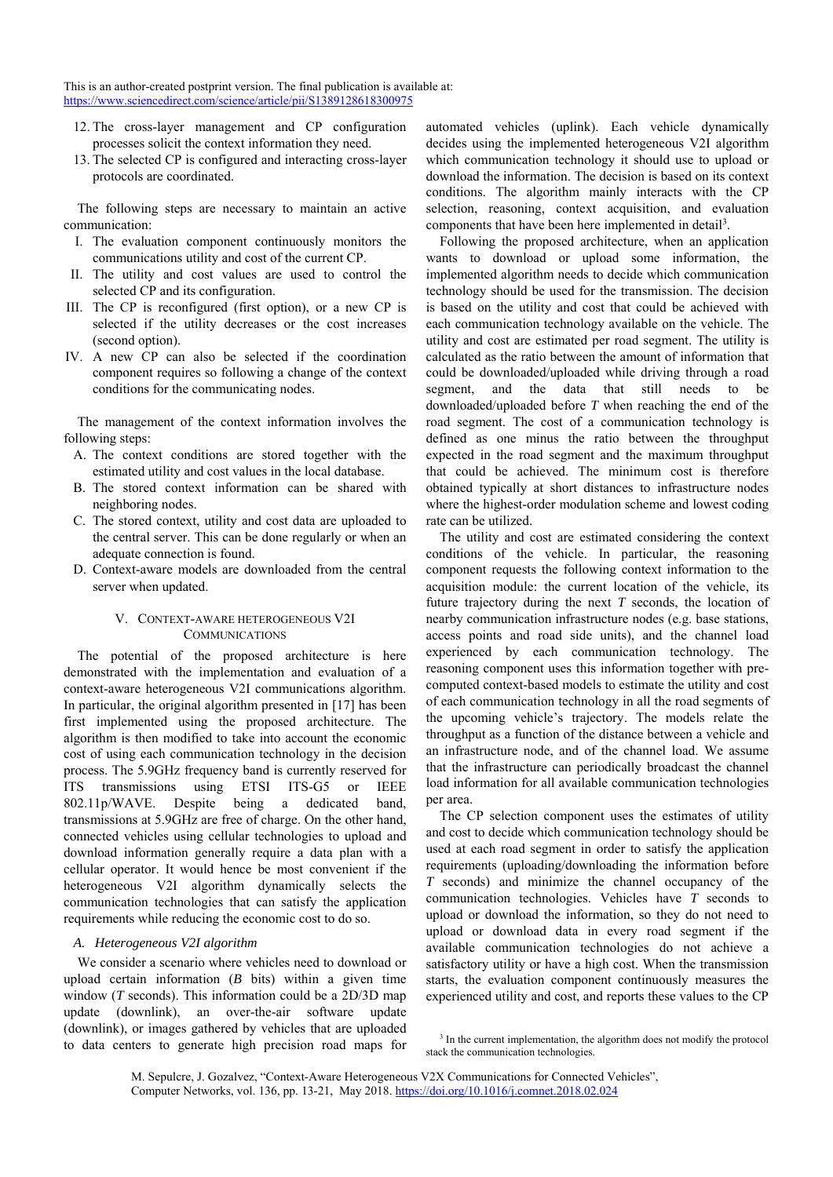12. The cross-layer management and CP configuration processes solicit the context information they need.
13. The selected CP is configured and interacting cross-layer protocols are coordinated.

The following steps are necessary to maintain an active communication:

I. The evaluation component continuously monitors the communications utility and cost of the current CP.
II. The utility and cost values are used to control the selected CP and its configuration.
III. The CP is reconfigured (first option), or a new CP is selected if the utility decreases or the cost increases (second option).
IV. A new CP can also be selected if the coordination component requires so following a change of the context conditions for the communicating nodes.

The management of the context information involves the following steps:

A. The context conditions are stored together with the estimated utility and cost values in the local database.
B. The stored context information can be shared with neighboring nodes.
C. The stored context, utility and cost data are uploaded to the central server. This can be done regularly or when an adequate connection is found.
D. Context-aware models are downloaded from the central server when updated.

## V. Context-Aware Heterogeneous V2I Communications

The potential of the proposed architecture is here demonstrated with the implementation and evaluation of a context-aware heterogeneous V2I communications algorithm. In particular, the original algorithm presented in [17] has been first implemented using the proposed architecture. The algorithm is then modified to take into account the economic cost of using each communication technology in the decision process. The 5.9GHz frequency band is currently reserved for ITS transmissions using ETSI ITS-G5 or IEEE 802.11p/WAVE. Despite being a dedicated band, transmissions at 5.9GHz are free of charge. On the other hand, connected vehicles using cellular technologies to upload and download information generally require a data plan with a cellular operator. It would hence be most convenient if the heterogeneous V2I algorithm dynamically selects the communication technologies that can satisfy the application requirements while reducing the economic cost to do so.

### A. Heterogeneous V2I algorithm

We consider a scenario where vehicles need to download or upload certain information (*B* bits) within a given time window (*T* seconds). This information could be a 2D/3D map update (downlink), an over-the-air software update (downlink), or images gathered by vehicles that are uploaded to data centers to generate high precision road maps for automated vehicles (uplink). Each vehicle dynamically decides using the implemented heterogeneous V2I algorithm which communication technology it should use to upload or download the information. The decision is based on its context conditions. The algorithm mainly interacts with the CP selection, reasoning, context acquisition, and evaluation components that have been here implemented in detail[3].

Following the proposed architecture, when an application wants to download or upload some information, the implemented algorithm needs to decide which communication technology should be used for the transmission. The decision is based on the utility and cost that could be achieved with each communication technology available on the vehicle. The utility and cost are estimated per road segment. The utility is calculated as the ratio between the amount of information that could be downloaded/uploaded while driving through a road segment, and the data that still needs to be downloaded/uploaded before *T* when reaching the end of the road segment. The cost of a communication technology is defined as one minus the ratio between the throughput expected in the road segment and the maximum throughput that could be achieved. The minimum cost is therefore obtained typically at short distances to infrastructure nodes where the highest-order modulation scheme and lowest coding rate can be utilized.

The utility and cost are estimated considering the context conditions of the vehicle. In particular, the reasoning component requests the following context information to the acquisition module: the current location of the vehicle, its future trajectory during the next *T* seconds, the location of nearby communication infrastructure nodes (e.g. base stations, access points and road side units), and the channel load experienced by each communication technology. The reasoning component uses this information together with pre-computed context-based models to estimate the utility and cost of each communication technology in all the road segments of the upcoming vehicle's trajectory. The models relate the throughput as a function of the distance between a vehicle and an infrastructure node, and of the channel load. We assume that the infrastructure can periodically broadcast the channel load information for all available communication technologies per area.

The CP selection component uses the estimates of utility and cost to decide which communication technology should be used at each road segment in order to satisfy the application requirements (uploading/downloading the information before *T* seconds) and minimize the channel occupancy of the communication technologies. Vehicles have *T* seconds to upload or download the information, so they do not need to upload or download data in every road segment if the available communication technologies do not achieve a satisfactory utility or have a high cost. When the transmission starts, the evaluation component continuously measures the experienced utility and cost, and reports these values to the CP

[3] In the current implementation, the algorithm does not modify the protocol stack the communication technologies.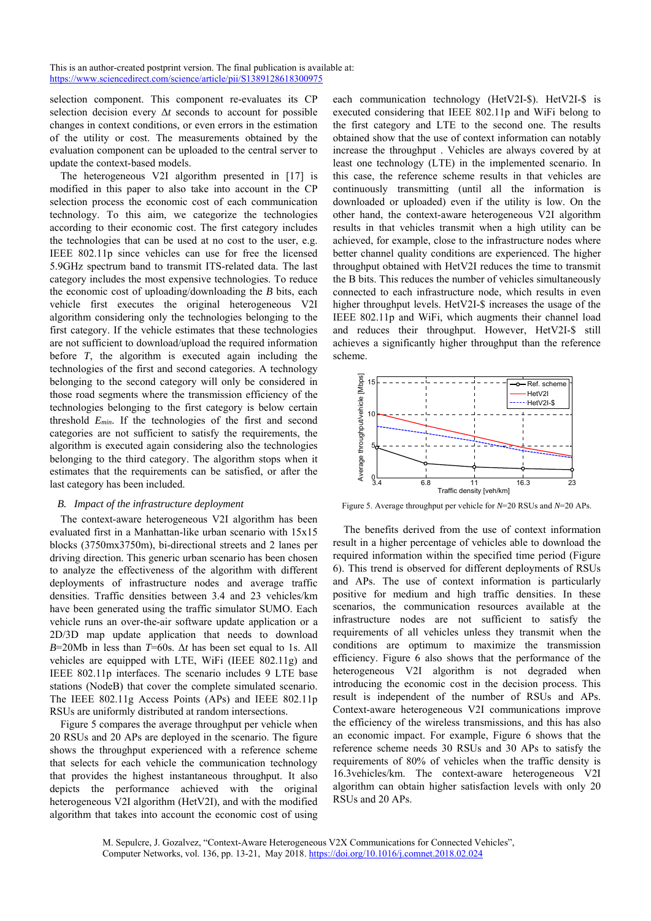selection component. This component re-evaluates its CP selection decision every $\Delta t$ seconds to account for possible changes in context conditions, or even errors in the estimation of the utility or cost. The measurements obtained by the evaluation component can be uploaded to the central server to update the context-based models.

The heterogeneous V2I algorithm presented in [17] is modified in this paper to also take into account in the CP selection process the economic cost of each communication technology. To this aim, we categorize the technologies according to their economic cost. The first category includes the technologies that can be used at no cost to the user, e.g. IEEE 802.11p since vehicles can use for free the licensed 5.9GHz spectrum band to transmit ITS-related data. The last category includes the most expensive technologies. To reduce the economic cost of uploading/downloading the $B$ bits, each vehicle first executes the original heterogeneous V2I algorithm considering only the technologies belonging to the first category. If the vehicle estimates that these technologies are not sufficient to download/upload the required information before $T$, the algorithm is executed again including the technologies of the first and second categories. A technology belonging to the second category will only be considered in those road segments where the transmission efficiency of the technologies belonging to the first category is below certain threshold $E_{min}$. If the technologies of the first and second categories are not sufficient to satisfy the requirements, the algorithm is executed again considering also the technologies belonging to the third category. The algorithm stops when it estimates that the requirements can be satisfied, or after the last category has been included.

### B. *Impact of the infrastructure deployment*

The context-aware heterogeneous V2I algorithm has been evaluated first in a Manhattan-like urban scenario with 15x15 blocks (3750mx3750m), bi-directional streets and 2 lanes per driving direction. This generic urban scenario has been chosen to analyze the effectiveness of the algorithm with different deployments of infrastructure nodes and average traffic densities. Traffic densities between 3.4 and 23 vehicles/km have been generated using the traffic simulator SUMO. Each vehicle runs an over-the-air software update application or a 2D/3D map update application that needs to download $B$=20Mb in less than $T$=60s. $\Delta t$ has been set equal to 1s. All vehicles are equipped with LTE, WiFi (IEEE 802.11g) and IEEE 802.11p interfaces. The scenario includes 9 LTE base stations (NodeB) that cover the complete simulated scenario. The IEEE 802.11g Access Points (APs) and IEEE 802.11p RSUs are uniformly distributed at random intersections.

Figure 5 compares the average throughput per vehicle when 20 RSUs and 20 APs are deployed in the scenario. The figure shows the throughput experienced with a reference scheme that selects for each vehicle the communication technology that provides the highest instantaneous throughput. It also depicts the performance achieved with the original heterogeneous V2I algorithm (HetV2I), and with the modified algorithm that takes into account the economic cost of using each communication technology (HetV2I-$). HetV2I-$ is executed considering that IEEE 802.11p and WiFi belong to the first category and LTE to the second one. The results obtained show that the use of context information can notably increase the throughput . Vehicles are always covered by at least one technology (LTE) in the implemented scenario. In this case, the reference scheme results in that vehicles are continuously transmitting (until all the information is downloaded or uploaded) even if the utility is low. On the other hand, the context-aware heterogeneous V2I algorithm results in that vehicles transmit when a high utility can be achieved, for example, close to the infrastructure nodes where better channel quality conditions are experienced. The higher throughput obtained with HetV2I reduces the time to transmit the B bits. This reduces the number of vehicles simultaneously connected to each infrastructure node, which results in even higher throughput levels. HetV2I-$ increases the usage of the IEEE 802.11p and WiFi, which augments their channel load and reduces their throughput. However, HetV2I-$ still achieves a significantly higher throughput than the reference scheme.

Figure 5. Average throughput per vehicle for $N$=20 RSUs and $N$=20 APs.

The benefits derived from the use of context information result in a higher percentage of vehicles able to download the required information within the specified time period (Figure 6). This trend is observed for different deployments of RSUs and APs. The use of context information is particularly positive for medium and high traffic densities. In these scenarios, the communication resources available at the infrastructure nodes are not sufficient to satisfy the requirements of all vehicles unless they transmit when the conditions are optimum to maximize the transmission efficiency. Figure 6 also shows that the performance of the heterogeneous V2I algorithm is not degraded when introducing the economic cost in the decision process. This result is independent of the number of RSUs and APs. Context-aware heterogeneous V2I communications improve the efficiency of the wireless transmissions, and this has also an economic impact. For example, Figure 6 shows that the reference scheme needs 30 RSUs and 30 APs to satisfy the requirements of 80% of vehicles when the traffic density is 16.3vehicles/km. The context-aware heterogeneous V2I algorithm can obtain higher satisfaction levels with only 20 RSUs and 20 APs.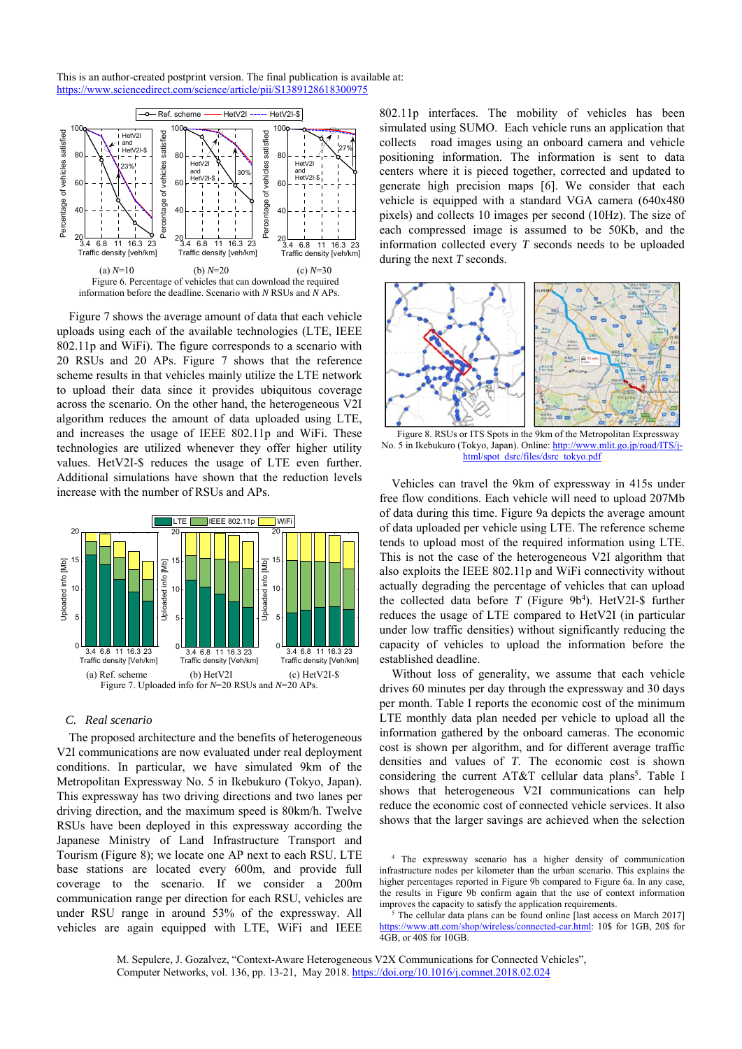This is an author-created postprint version. The final publication is available at: https://www.sciencedirect.com/science/article/pii/S1389128618300975

(a) $N$=10 (b) $N$=20 (c) $N$=30

Figure 6. Percentage of vehicles that can download the required information before the deadline. Scenario with $N$ RSUs and $N$ APs.

Figure 7 shows the average amount of data that each vehicle uploads using each of the available technologies (LTE, IEEE 802.11p and WiFi). The figure corresponds to a scenario with 20 RSUs and 20 APs. Figure 7 shows that the reference scheme results in that vehicles mainly utilize the LTE network to upload their data since it provides ubiquitous coverage across the scenario. On the other hand, the heterogeneous V2I algorithm reduces the amount of data uploaded using LTE, and increases the usage of IEEE 802.11p and WiFi. These technologies are utilized whenever they offer higher utility values. HetV2I-$ reduces the usage of LTE even further. Additional simulations have shown that the reduction levels increase with the number of RSUs and APs.

(a) Ref. scheme (b) HetV2I (c) HetV2I-$

Figure 7. Uploaded info for $N$=20 RSUs and $N$=20 APs.

### C. Real scenario

The proposed architecture and the benefits of heterogeneous V2I communications are now evaluated under real deployment conditions. In particular, we have simulated 9km of the Metropolitan Expressway No. 5 in Ikebukuro (Tokyo, Japan). This expressway has two driving directions and two lanes per driving direction, and the maximum speed is 80km/h. Twelve RSUs have been deployed in this expressway according the Japanese Ministry of Land Infrastructure Transport and Tourism (Figure 8); we locate one AP next to each RSU. LTE base stations are located every 600m, and provide full coverage to the scenario. If we consider a 200m communication range per direction for each RSU, vehicles are under RSU range in around 53% of the expressway. All vehicles are again equipped with LTE, WiFi and IEEE 802.11p interfaces. The mobility of vehicles has been simulated using SUMO. Each vehicle runs an application that collects road images using an onboard camera and vehicle positioning information. The information is sent to data centers where it is pieced together, corrected and updated to generate high precision maps [6]. We consider that each vehicle is equipped with a standard VGA camera (640x480 pixels) and collects 10 images per second (10Hz). The size of each compressed image is assumed to be 50Kb, and the information collected every $T$ seconds needs to be uploaded during the next $T$ seconds.

Figure 8. RSUs or ITS Spots in the 9km of the Metropolitan Expressway No. 5 in Ikebukuro (Tokyo, Japan). Online: http://www.mlit.go.jp/road/ITS/j-html/spot_dsrc/files/dsrc_tokyo.pdf

Vehicles can travel the 9km of expressway in 415s under free flow conditions. Each vehicle will need to upload 207Mb of data during this time. Figure 9a depicts the average amount of data uploaded per vehicle using LTE. The reference scheme tends to upload most of the required information using LTE. This is not the case of the heterogeneous V2I algorithm that also exploits the IEEE 802.11p and WiFi connectivity without actually degrading the percentage of vehicles that can upload the collected data before $T$ (Figure 9b[4]). HetV2I-$ further reduces the usage of LTE compared to HetV2I (in particular under low traffic densities) without significantly reducing the capacity of vehicles to upload the information before the established deadline.

Without loss of generality, we assume that each vehicle drives 60 minutes per day through the expressway and 30 days per month. Table I reports the economic cost of the minimum LTE monthly data plan needed per vehicle to upload all the information gathered by the onboard cameras. The economic cost is shown per algorithm, and for different average traffic densities and values of $T$. The economic cost is shown considering the current AT&T cellular data plans[5]. Table I shows that heterogeneous V2I communications can help reduce the economic cost of connected vehicle services. It also shows that the larger savings are achieved when the selection

[4] The expressway scenario has a higher density of communication infrastructure nodes per kilometer than the urban scenario. This explains the higher percentages reported in Figure 9b compared to Figure 6a. In any case, the results in Figure 9b confirm again that the use of context information improves the capacity to satisfy the application requirements.

[5] The cellular data plans can be found online [last access on March 2017] https://www.att.com/shop/wireless/connected-car.html: 10$ for 1GB, 20$ for 4GB, or 40$ for 10GB.

M. Sepulcre, J. Gozalvez, "Context-Aware Heterogeneous V2X Communications for Connected Vehicles", Computer Networks, vol. 136, pp. 13-21, May 2018. https://doi.org/10.1016/j.comnet.2018.02.024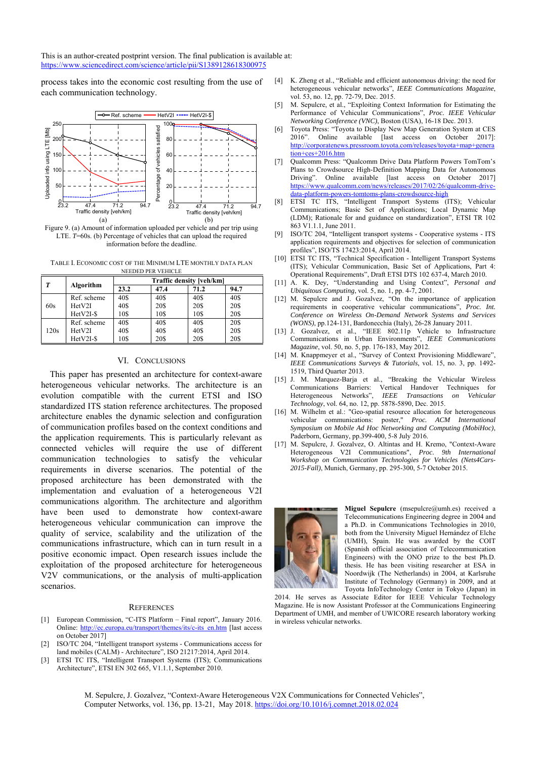This is an author-created postprint version. The final publication is available at: https://www.sciencedirect.com/science/article/pii/S1389128618300975

process takes into the economic cost resulting from the use of each communication technology.

Figure 9. (a) Amount of information uploaded per vehicle and per trip using LTE. $T$=60s. (b) Percentage of vehicles that can upload the required information before the deadline.

TABLE I. ECONOMIC COST OF THE MINIMUM LTE MONTHLY DATA PLAN NEEDED PER VEHICLE

| $T$ | Algorithm | Traffic density [veh/km] | | | |
|---|---|---|---|---|---|
| | | 23.2 | 47.4 | 71.2 | 94.7 |
| 60s | Ref. scheme | 40$ | 40$ | 40$ | 40$ |
| | HetV2I | 40$ | 20$ | 20$ | 20$ |
| | HetV2I-$ | 10$ | 10$ | 10$ | 20$ |
| 120s | Ref. scheme | 40$ | 40$ | 40$ | 20$ |
| | HetV2I | 40$ | 40$ | 40$ | 20$ |
| | HetV2I-$ | 10$ | 20$ | 20$ | 20$ |

## VI. CONCLUSIONS

This paper has presented an architecture for context-aware heterogeneous vehicular networks. The architecture is an evolution compatible with the current ETSI and ISO standardized ITS station reference architectures. The proposed architecture enables the dynamic selection and configuration of communication profiles based on the context conditions and the application requirements. This is particularly relevant as connected vehicles will require the use of different communication technologies to satisfy the vehicular requirements in diverse scenarios. The potential of the proposed architecture has been demonstrated with the implementation and evaluation of a heterogeneous V2I communications algorithm. The architecture and algorithm have been used to demonstrate how context-aware heterogeneous vehicular communication can improve the quality of service, scalability and the utilization of the communications infrastructure, which can in turn result in a positive economic impact. Open research issues include the exploitation of the proposed architecture for heterogeneous V2V communications, or the analysis of multi-application scenarios.

## REFERENCES

[1] European Commission, "C-ITS Platform – Final report", January 2016. Online: http://ec.europa.eu/transport/themes/its/c-its_en.htm [last access on October 2017]

[2] ISO/TC 204, "Intelligent transport systems - Communications access for land mobiles (CALM) - Architecture", ISO 21217:2014, April 2014.

[3] ETSI TC ITS, "Intelligent Transport Systems (ITS); Communications Architecture", ETSI EN 302 665, V1.1.1, September 2010.

[4] K. Zheng et al., "Reliable and efficient autonomous driving: the need for heterogeneous vehicular networks", *IEEE Communications Magazine*, vol. 53, no. 12, pp. 72-79, Dec. 2015.

[5] M. Sepulcre, et al., "Exploiting Context Information for Estimating the Performance of Vehicular Communications", *Proc. IEEE Vehicular Networking Conference (VNC)*, Boston (USA), 16-18 Dec. 2013.

[6] Toyota Press: "Toyota to Display New Map Generation System at CES 2016". Online available [last access on October 2017]: http://corporatenews.pressroom.toyota.com/releases/toyota+map+generation+ces+2016.htm

[7] Qualcomm Press: "Qualcomm Drive Data Platform Powers TomTom's Plans to Crowdsource High-Definition Mapping Data for Autonomous Driving". Online available [last access on October 2017] https://www.qualcomm.com/news/releases/2017/02/26/qualcomm-drive-data-platform-powers-tomtoms-plans-crowdsource-high

[8] ETSI TC ITS, "Intelligent Transport Systems (ITS); Vehicular Communications; Basic Set of Applications; Local Dynamic Map (LDM); Rationale for and guidance on standardization", ETSI TR 102 863 V1.1.1, June 2011.

[9] ISO/TC 204, "Intelligent transport systems - Cooperative systems - ITS application requirements and objectives for selection of communication profiles", ISO/TS 17423:2014, April 2014.

[10] ETSI TC ITS, "Technical Specification - Intelligent Transport Systems (ITS); Vehicular Communication, Basic Set of Applications, Part 4: Operational Requirements", Draft ETSI DTS 102 637-4, March 2010.

[11] A. K. Dey, "Understanding and Using Context", *Personal and Ubiquitous Computing*, vol. 5, no. 1, pp. 4-7, 2001.

[12] M. Sepulcre and J. Gozalvez, "On the importance of application requirements in cooperative vehicular communications", *Proc. Int. Conference on Wireless On-Demand Network Systems and Services (WONS)*, pp.124-131, Bardonecchia (Italy), 26-28 January 2011.

[13] J. Gozalvez, et al., "IEEE 802.11p Vehicle to Infrastructure Communications in Urban Environments", *IEEE Communications Magazine*, vol. 50, no. 5, pp. 176-183, May 2012.

[14] M. Knappmeyer et al., "Survey of Context Provisioning Middleware", *IEEE Communications Surveys & Tutorials*, vol. 15, no. 3, pp. 1492-1519, Third Quarter 2013.

[15] J. M. Marquez-Barja et al., "Breaking the Vehicular Wireless Communications Barriers: Vertical Handover Techniques for Heterogeneous Networks", *IEEE Transactions on Vehicular Technology*, vol. 64, no. 12, pp. 5878-5890, Dec. 2015.

[16] M. Wilhelm et al.: "Geo-spatial resource allocation for heterogeneous vehicular communications: poster," *Proc. ACM International Symposium on Mobile Ad Hoc Networking and Computing (MobiHoc)*, Paderborn, Germany, pp.399-400, 5-8 July 2016.

[17] M. Sepulcre, J. Gozalvez, O. Altintas and H. Kremo, "Context-Aware Heterogeneous V2I Communications", *Proc. 9th International Workshop on Communication Technologies for Vehicles (Nets4Cars-2015-Fall)*, Munich, Germany, pp. 295-300, 5-7 October 2015.

**Miguel Sepulcre** (msepulcre@umh.es) received a Telecommunications Engineering degree in 2004 and a Ph.D. in Communications Technologies in 2010, both from the University Miguel Hernández of Elche (UMH), Spain. He was awarded by the COIT (Spanish official association of Telecommunication Engineers) with the ONO prize to the best Ph.D. thesis. He has been visiting researcher at ESA in Noordwijk (The Netherlands) in 2004, at Karlsruhe Institute of Technology (Germany) in 2009, and at Toyota InfoTechnology Center in Tokyo (Japan) in 2014. He serves as Associate Editor for IEEE Vehicular Technology Magazine. He is now Assistant Professor at the Communications Engineering Department of UMH, and member of UWICORE research laboratory working in wireless vehicular networks.

M. Sepulcre, J. Gozalvez, "Context-Aware Heterogeneous V2X Communications for Connected Vehicles", Computer Networks, vol. 136, pp. 13-21, May 2018. https://doi.org/10.1016/j.comnet.2018.02.024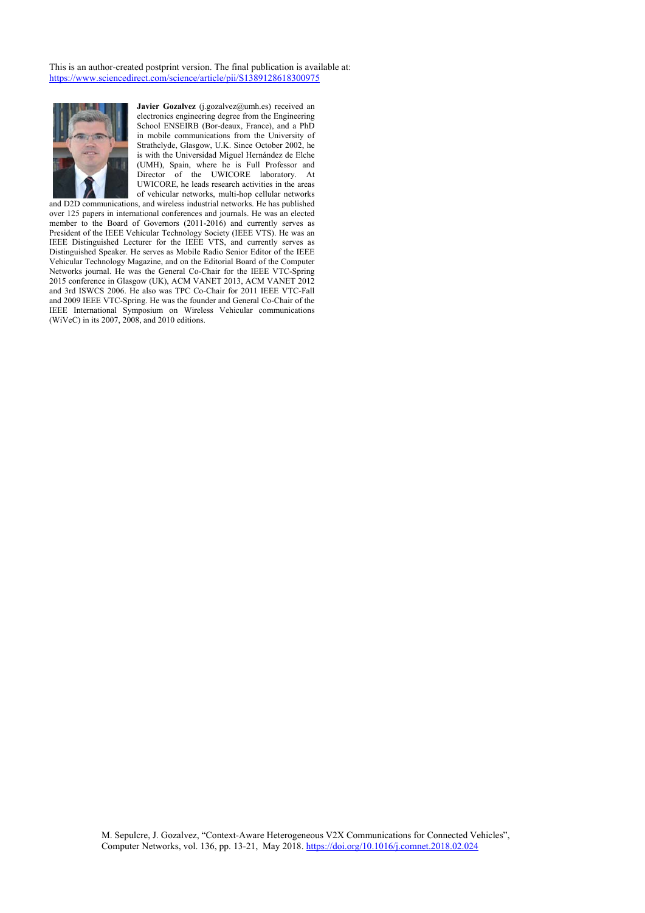This is an author-created postprint version. The final publication is available at:
https://www.sciencedirect.com/science/article/pii/S1389128618300975

**Javier Gozalvez** (j.gozalvez@umh.es) received an electronics engineering degree from the Engineering School ENSEIRB (Bor-deaux, France), and a PhD in mobile communications from the University of Strathclyde, Glasgow, U.K. Since October 2002, he is with the Universidad Miguel Hernández de Elche (UMH), Spain, where he is Full Professor and Director of the UWICORE laboratory. At UWICORE, he leads research activities in the areas of vehicular networks, multi-hop cellular networks and D2D communications, and wireless industrial networks. He has published over 125 papers in international conferences and journals. He was an elected member to the Board of Governors (2011-2016) and currently serves as President of the IEEE Vehicular Technology Society (IEEE VTS). He was an IEEE Distinguished Lecturer for the IEEE VTS, and currently serves as Distinguished Speaker. He serves as Mobile Radio Senior Editor of the IEEE Vehicular Technology Magazine, and on the Editorial Board of the Computer Networks journal. He was the General Co-Chair for the IEEE VTC-Spring 2015 conference in Glasgow (UK), ACM VANET 2013, ACM VANET 2012 and 3rd ISWCS 2006. He also was TPC Co-Chair for 2011 IEEE VTC-Fall and 2009 IEEE VTC-Spring. He was the founder and General Co-Chair of the IEEE International Symposium on Wireless Vehicular communications (WiVeC) in its 2007, 2008, and 2010 editions.

M. Sepulcre, J. Gozalvez, "Context-Aware Heterogeneous V2X Communications for Connected Vehicles", Computer Networks, vol. 136, pp. 13-21, May 2018. https://doi.org/10.1016/j.comnet.2018.02.024